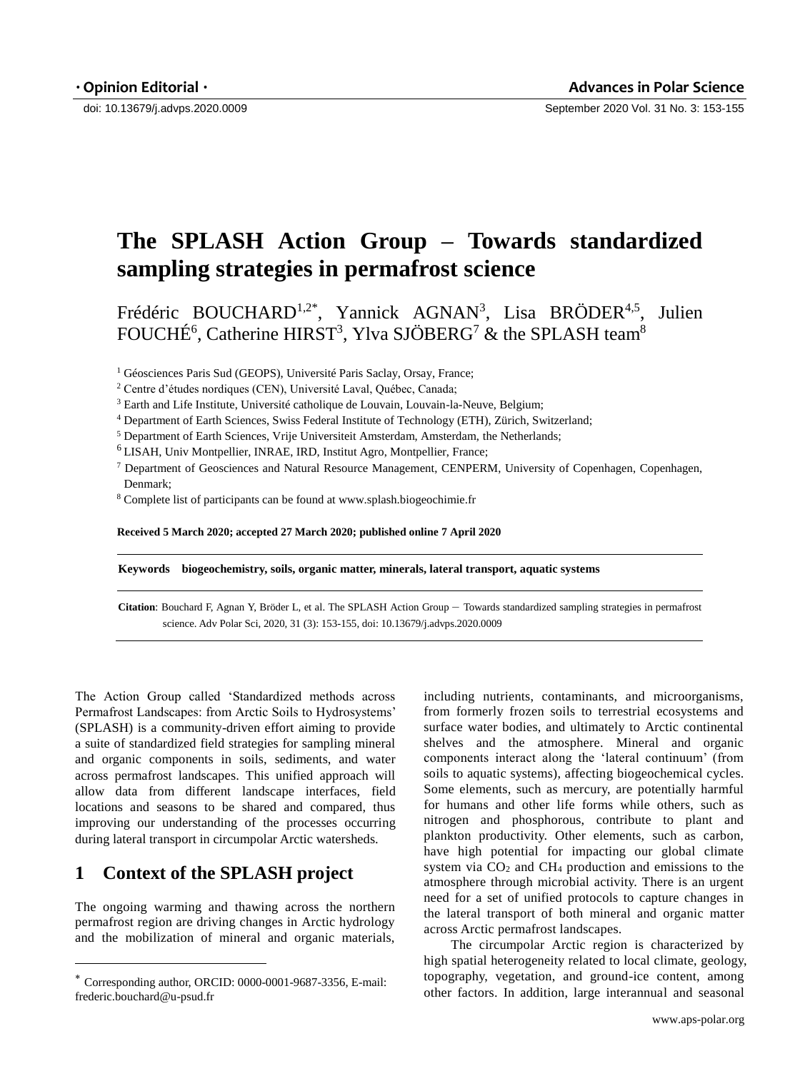· Opinion Editorial ·

doi: 10.13679/j.advps.2020.0009

# The SPLASH Action Group – Towards standardized sampling strategies in permafrost science

Frédéric BOUCHARD[1,2*], Yannick AGNAN[3], Lisa BRÖDER[4,5], Julien FOUCHÉ[6], Catherine HIRST[3], Ylva SJÖBERG[7] & the SPLASH team[8]

[1] Géosciences Paris Sud (GEOPS), Université Paris Saclay, Orsay, France;

[2] Centre d'études nordiques (CEN), Université Laval, Québec, Canada;

[3] Earth and Life Institute, Université catholique de Louvain, Louvain-la-Neuve, Belgium;

[4] Department of Earth Sciences, Swiss Federal Institute of Technology (ETH), Zürich, Switzerland;

[5] Department of Earth Sciences, Vrije Universiteit Amsterdam, Amsterdam, the Netherlands;

[6] LISAH, Univ Montpellier, INRAE, IRD, Institut Agro, Montpellier, France;

[7] Department of Geosciences and Natural Resource Management, CENPERM, University of Copenhagen, Copenhagen, Denmark;

[8] Complete list of participants can be found at www.splash.biogeochimie.fr

**Received 5 March 2020; accepted 27 March 2020; published online 7 April 2020**

**Keywords** biogeochemistry, soils, organic matter, minerals, lateral transport, aquatic systems

**Citation**: Bouchard F, Agnan Y, Bröder L, et al. The SPLASH Action Group – Towards standardized sampling strategies in permafrost science. Adv Polar Sci, 2020, 31 (3): 153-155, doi: 10.13679/j.advps.2020.0009

The Action Group called 'Standardized methods across Permafrost Landscapes: from Arctic Soils to Hydrosystems' (SPLASH) is a community-driven effort aiming to provide a suite of standardized field strategies for sampling mineral and organic components in soils, sediments, and water across permafrost landscapes. This unified approach will allow data from different landscape interfaces, field locations and seasons to be shared and compared, thus improving our understanding of the processes occurring during lateral transport in circumpolar Arctic watersheds.

## 1 Context of the SPLASH project

The ongoing warming and thawing across the northern permafrost region are driving changes in Arctic hydrology and the mobilization of mineral and organic materials, including nutrients, contaminants, and microorganisms, from formerly frozen soils to terrestrial ecosystems and surface water bodies, and ultimately to Arctic continental shelves and the atmosphere. Mineral and organic components interact along the 'lateral continuum' (from soils to aquatic systems), affecting biogeochemical cycles. Some elements, such as mercury, are potentially harmful for humans and other life forms while others, such as nitrogen and phosphorous, contribute to plant and plankton productivity. Other elements, such as carbon, have high potential for impacting our global climate system via $CO_2$ and $CH_4$ production and emissions to the atmosphere through microbial activity. There is an urgent need for a set of unified protocols to capture changes in the lateral transport of both mineral and organic matter across Arctic permafrost landscapes.

The circumpolar Arctic region is characterized by high spatial heterogeneity related to local climate, geology, topography, vegetation, and ground-ice content, among other factors. In addition, large interannual and seasonal

* Corresponding author, ORCID: 0000-0001-9687-3356, E-mail: frederic.bouchard@u-psud.fr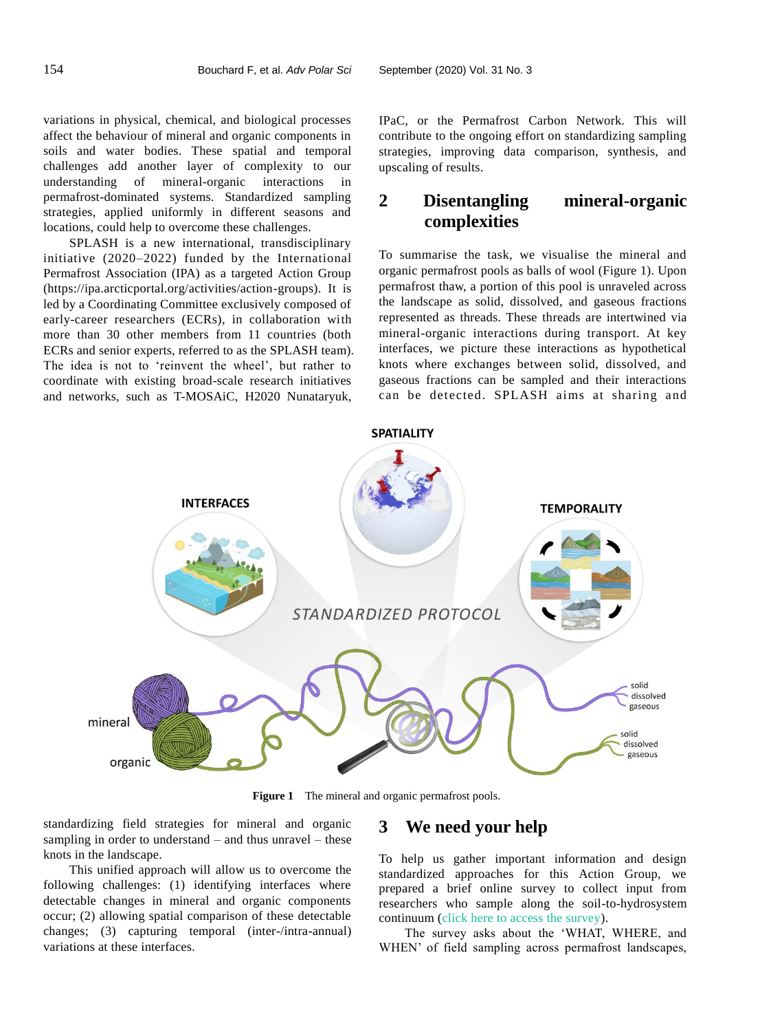variations in physical, chemical, and biological processes affect the behaviour of mineral and organic components in soils and water bodies. These spatial and temporal challenges add another layer of complexity to our understanding of mineral-organic interactions in permafrost-dominated systems. Standardized sampling strategies, applied uniformly in different seasons and locations, could help to overcome these challenges.

SPLASH is a new international, transdisciplinary initiative (2020–2022) funded by the International Permafrost Association (IPA) as a targeted Action Group (https://ipa.arcticportal.org/activities/action-groups). It is led by a Coordinating Committee exclusively composed of early-career researchers (ECRs), in collaboration with more than 30 other members from 11 countries (both ECRs and senior experts, referred to as the SPLASH team). The idea is not to 'reinvent the wheel', but rather to coordinate with existing broad-scale research initiatives and networks, such as T-MOSAiC, H2020 Nunataryuk, IPaC, or the Permafrost Carbon Network. This will contribute to the ongoing effort on standardizing sampling strategies, improving data comparison, synthesis, and upscaling of results.

## 2 Disentangling mineral-organic complexities

To summarise the task, we visualise the mineral and organic permafrost pools as balls of wool (Figure 1). Upon permafrost thaw, a portion of this pool is unraveled across the landscape as solid, dissolved, and gaseous fractions represented as threads. These threads are intertwined via mineral-organic interactions during transport. At key interfaces, we picture these interactions as hypothetical knots where exchanges between solid, dissolved, and gaseous fractions can be sampled and their interactions can be detected. SPLASH aims at sharing and standardizing field strategies for mineral and organic sampling in order to understand – and thus unravel – these knots in the landscape.

**Figure 1** The mineral and organic permafrost pools.

This unified approach will allow us to overcome the following challenges: (1) identifying interfaces where detectable changes in mineral and organic components occur; (2) allowing spatial comparison of these detectable changes; (3) capturing temporal (inter-/intra-annual) variations at these interfaces.

## 3 We need your help

To help us gather important information and design standardized approaches for this Action Group, we prepared a brief online survey to collect input from researchers who sample along the soil-to-hydrosystem continuum (click here to access the survey).

The survey asks about the 'WHAT, WHERE, and WHEN' of field sampling across permafrost landscapes,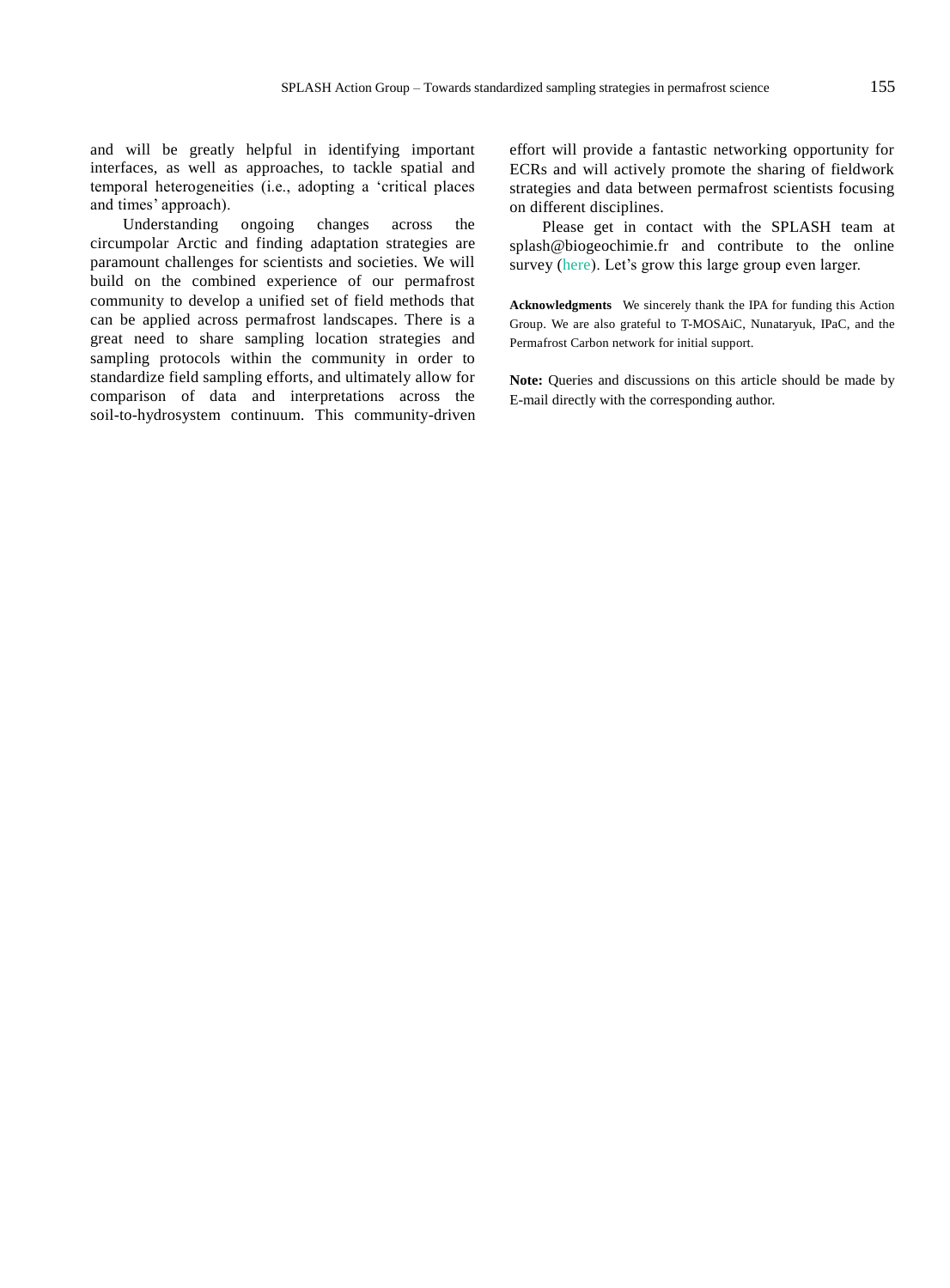and will be greatly helpful in identifying important interfaces, as well as approaches, to tackle spatial and temporal heterogeneities (i.e., adopting a 'critical places and times' approach).

Understanding ongoing changes across the circumpolar Arctic and finding adaptation strategies are paramount challenges for scientists and societies. We will build on the combined experience of our permafrost community to develop a unified set of field methods that can be applied across permafrost landscapes. There is a great need to share sampling location strategies and sampling protocols within the community in order to standardize field sampling efforts, and ultimately allow for comparison of data and interpretations across the soil-to-hydrosystem continuum. This community-driven effort will provide a fantastic networking opportunity for ECRs and will actively promote the sharing of fieldwork strategies and data between permafrost scientists focusing on different disciplines.

Please get in contact with the SPLASH team at splash@biogeochimie.fr and contribute to the online survey (here). Let's grow this large group even larger.

**Acknowledgments** We sincerely thank the IPA for funding this Action Group. We are also grateful to T-MOSAiC, Nunataryuk, IPaC, and the Permafrost Carbon network for initial support.

**Note:** Queries and discussions on this article should be made by E-mail directly with the corresponding author.